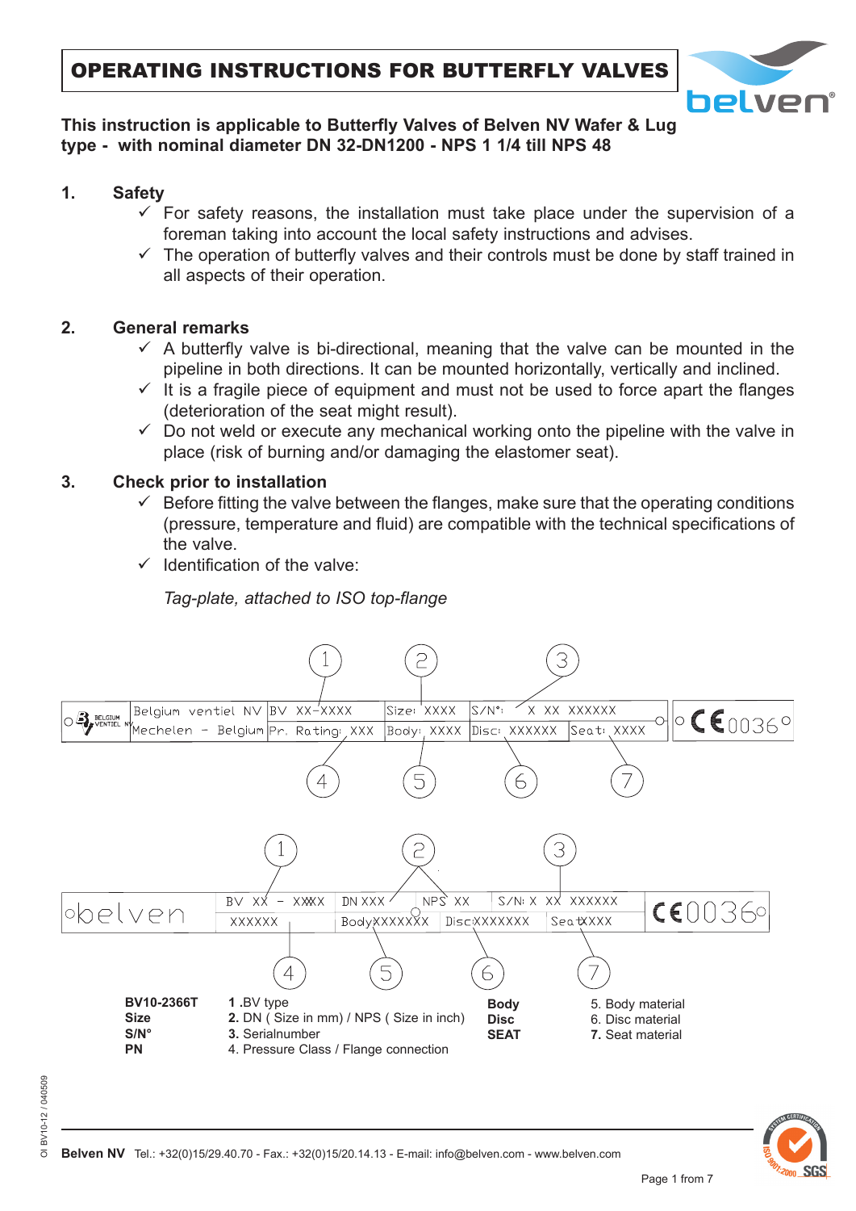# OPERATING INSTRUCTIONS FOR BUTTERFLY VALVES

**This instruction is applicable to Butterfly Valves of Belven NV Wafer & Lug type - with nominal diameter DN 32-DN1200 - NPS 1 1/4 till NPS 48**

## 1. Safety

- ✓ For safety reasons, the installation must take place under the supervision of a foreman taking into account the local safety instructions and advises.
- ✓ The operation of butterfly valves and their controls must be done by staff trained in all aspects of their operation.

## 2. General remarks

- ✓ A butterfly valve is bi-directional, meaning that the valve can be mounted in the pipeline in both directions. It can be mounted horizontally, vertically and inclined.
- ✓ It is a fragile piece of equipment and must not be used to force apart the flanges (deterioration of the seat might result).
- ✓ Do not weld or execute any mechanical working onto the pipeline with the valve in place (risk of burning and/or damaging the elastomer seat).

## 3. Check prior to installation

- ✓ Before fitting the valve between the flanges, make sure that the operating conditions (pressure, temperature and fluid) are compatible with the technical specifications of the valve.
- ✓ Identification of the valve:

*Tag-plate, attached to ISO top-flange*

| Belgium ventiel NV | BV XX-XXXX (1) | Size: XXXX (2) | S/N°: X XX XXXXXX (3) | | CE 0036 |
|---|---|---|---|---|---|
| Mechelen - Belgium | Pr. Rating: XXX (4) | Body: XXXX (5) | Disc: XXXXXX (6) | Seat: XXXX (7) | |

| belven | BV XX - XXXX (1) | DN XXX (2) | NPS XX (2) | S/N: X XX XXXXXX (3) | | CE 0036 |
|---|---|---|---|---|---|---|
| | XXXXXX (4) | BodyXXXXXXX (5) | | DiscXXXXXXX (6) | SeatXXXX (7) | |

| | | | |
|---|---|---|---|
| **BV10-2366T** | **1** .BV type | **Body** | 5. Body material |
| **Size** | **2.** DN ( Size in mm) / NPS ( Size in inch) | **Disc** | 6. Disc material |
| **S/N°** | **3.** Serialnumber | **SEAT** | **7.** Seat material |
| **PN** | 4. Pressure Class / Flange connection | | |

OI BV10-12 / 040509

**Belven NV** Tel.: +32(0)15/29.40.70 - Fax.: +32(0)15/20.14.13 - E-mail: info@belven.com - www.belven.com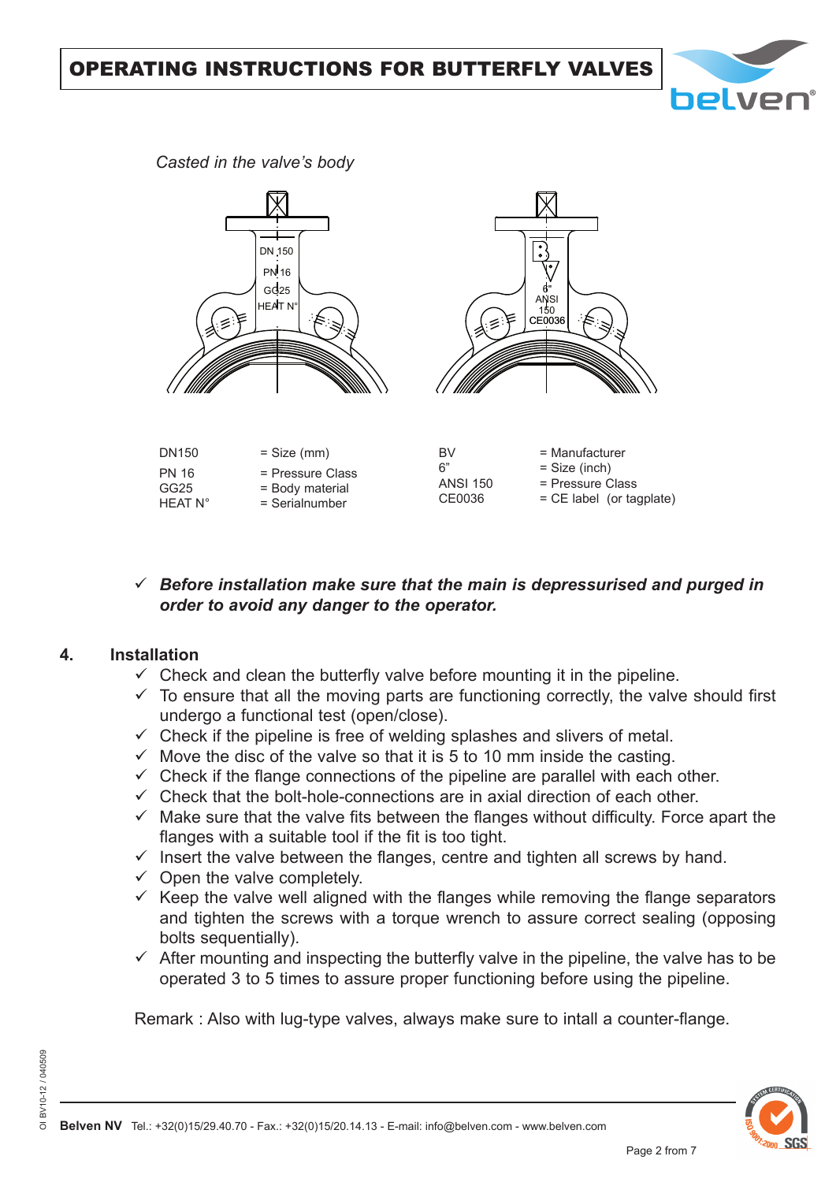*Casted in the valve's body*

| | | | |
|---|---|---|---|
| DN150 | = Size (mm) | BV | = Manufacturer |
| PN 16 | = Pressure Class | 6" | = Size (inch) |
| GG25 | = Body material | ANSI 150 | = Pressure Class |
| HEAT N° | = Serialnumber | CE0036 | = CE label (or tagplate) |

- ✓ ***Before installation make sure that the main is depressurised and purged in order to avoid any danger to the operator.***

## 4. Installation

- ✓ Check and clean the butterfly valve before mounting it in the pipeline.
- ✓ To ensure that all the moving parts are functioning correctly, the valve should first undergo a functional test (open/close).
- ✓ Check if the pipeline is free of welding splashes and slivers of metal.
- ✓ Move the disc of the valve so that it is 5 to 10 mm inside the casting.
- ✓ Check if the flange connections of the pipeline are parallel with each other.
- ✓ Check that the bolt-hole-connections are in axial direction of each other.
- ✓ Make sure that the valve fits between the flanges without difficulty. Force apart the flanges with a suitable tool if the fit is too tight.
- ✓ Insert the valve between the flanges, centre and tighten all screws by hand.
- ✓ Open the valve completely.
- ✓ Keep the valve well aligned with the flanges while removing the flange separators and tighten the screws with a torque wrench to assure correct sealing (opposing bolts sequentially).
- ✓ After mounting and inspecting the butterfly valve in the pipeline, the valve has to be operated 3 to 5 times to assure proper functioning before using the pipeline.

Remark : Also with lug-type valves, always make sure to intall a counter-flange.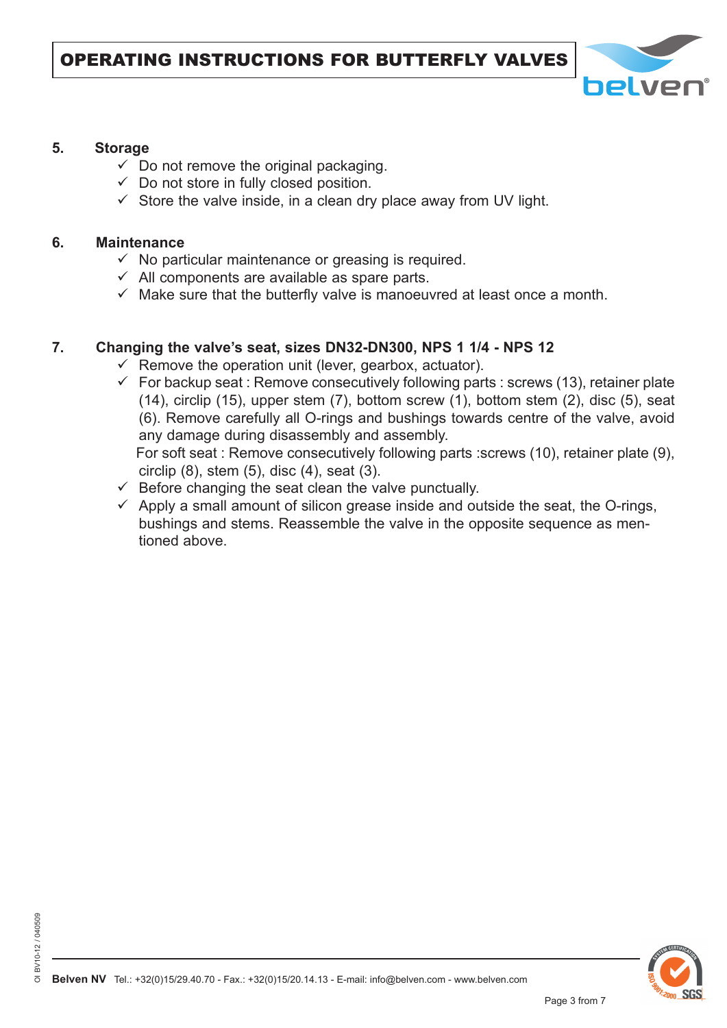## 5. Storage

- ✓ Do not remove the original packaging.
- ✓ Do not store in fully closed position.
- ✓ Store the valve inside, in a clean dry place away from UV light.

## 6. Maintenance

- ✓ No particular maintenance or greasing is required.
- ✓ All components are available as spare parts.
- ✓ Make sure that the butterfly valve is manoeuvred at least once a month.

## 7. Changing the valve's seat, sizes DN32-DN300, NPS 1 1/4 - NPS 12

- ✓ Remove the operation unit (lever, gearbox, actuator).
- ✓ For backup seat : Remove consecutively following parts : screws (13), retainer plate (14), circlip (15), upper stem (7), bottom screw (1), bottom stem (2), disc (5), seat (6). Remove carefully all O-rings and bushings towards centre of the valve, avoid any damage during disassembly and assembly.
  For soft seat : Remove consecutively following parts :screws (10), retainer plate (9), circlip (8), stem (5), disc (4), seat (3).
- ✓ Before changing the seat clean the valve punctually.
- ✓ Apply a small amount of silicon grease inside and outside the seat, the O-rings, bushings and stems. Reassemble the valve in the opposite sequence as mentioned above.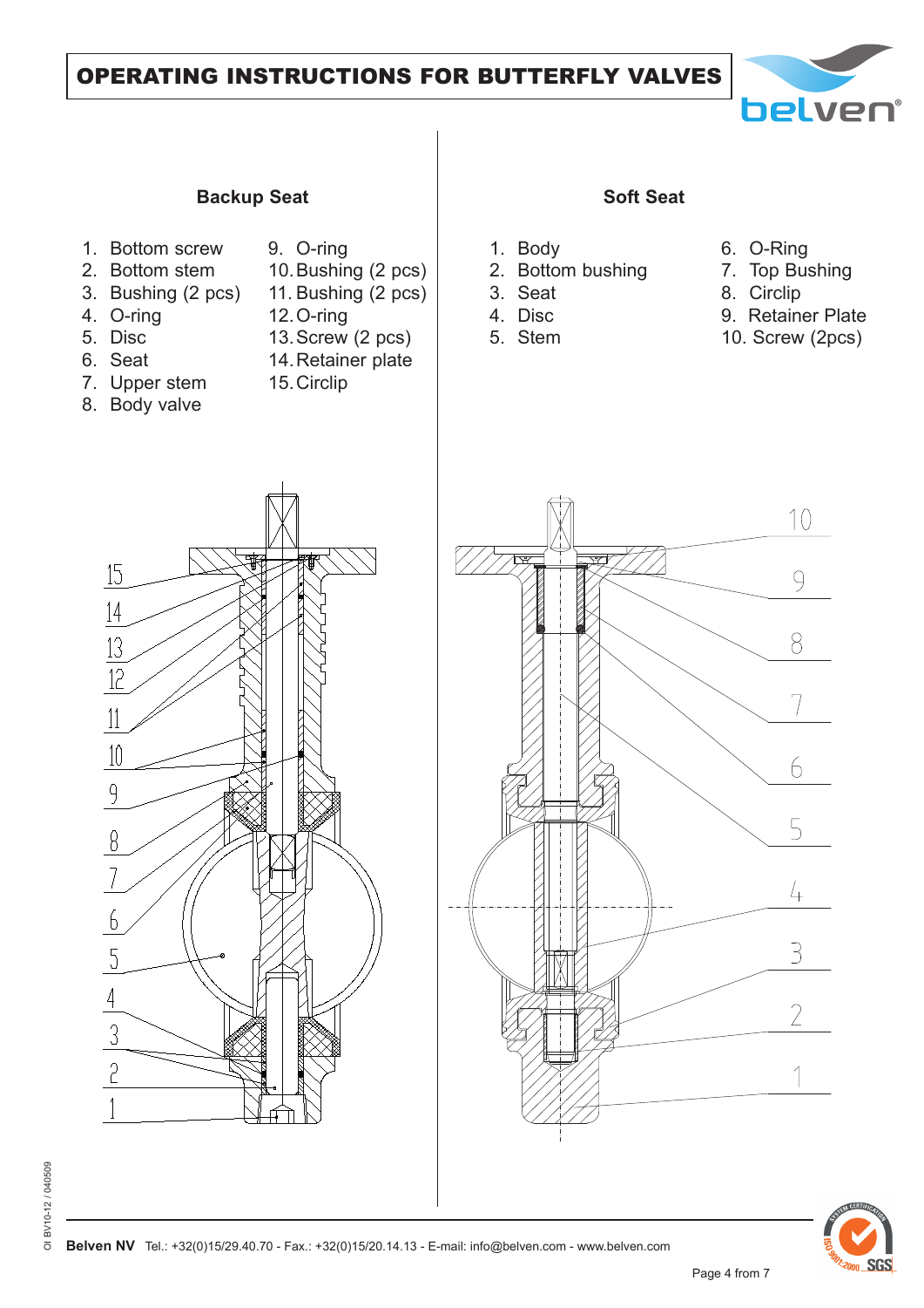# OPERATING INSTRUCTIONS FOR BUTTERFLY VALVES

## Backup Seat

1. Bottom screw
2. Bottom stem
3. Bushing (2 pcs)
4. O-ring
5. Disc
6. Seat
7. Upper stem
8. Body valve
9. O-ring
10. Bushing (2 pcs)
11. Bushing (2 pcs)
12. O-ring
13. Screw (2 pcs)
14. Retainer plate
15. Circlip

## Soft Seat

1. Body
2. Bottom bushing
3. Seat
4. Disc
5. Stem
6. O-Ring
7. Top Bushing
8. Circlip
9. Retainer Plate
10. Screw (2pcs)

OI BV10-12 / 040509

**Belven NV** Tel.: +32(0)15/29.40.70 - Fax.: +32(0)15/20.14.13 - E-mail: info@belven.com - www.belven.com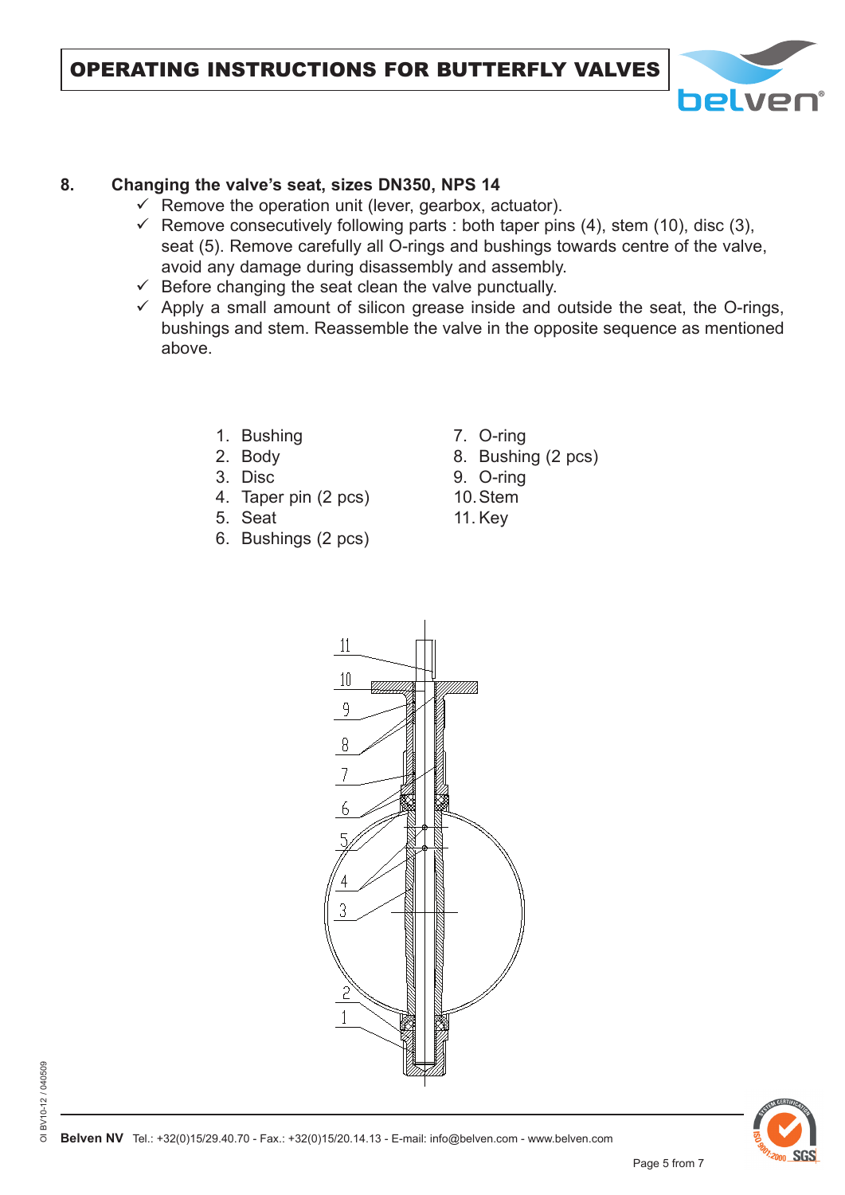## 8. Changing the valve's seat, sizes DN350, NPS 14

- ✓ Remove the operation unit (lever, gearbox, actuator).
- ✓ Remove consecutively following parts : both taper pins (4), stem (10), disc (3), seat (5). Remove carefully all O-rings and bushings towards centre of the valve, avoid any damage during disassembly and assembly.
- ✓ Before changing the seat clean the valve punctually.
- ✓ Apply a small amount of silicon grease inside and outside the seat, the O-rings, bushings and stem. Reassemble the valve in the opposite sequence as mentioned above.

1. Bushing
2. Body
3. Disc
4. Taper pin (2 pcs)
5. Seat
6. Bushings (2 pcs)
7. O-ring
8. Bushing (2 pcs)
9. O-ring
10. Stem
11. Key

Belven NV Tel.: +32(0)15/29.40.70 - Fax.: +32(0)15/20.14.13 - E-mail: info@belven.com - www.belven.com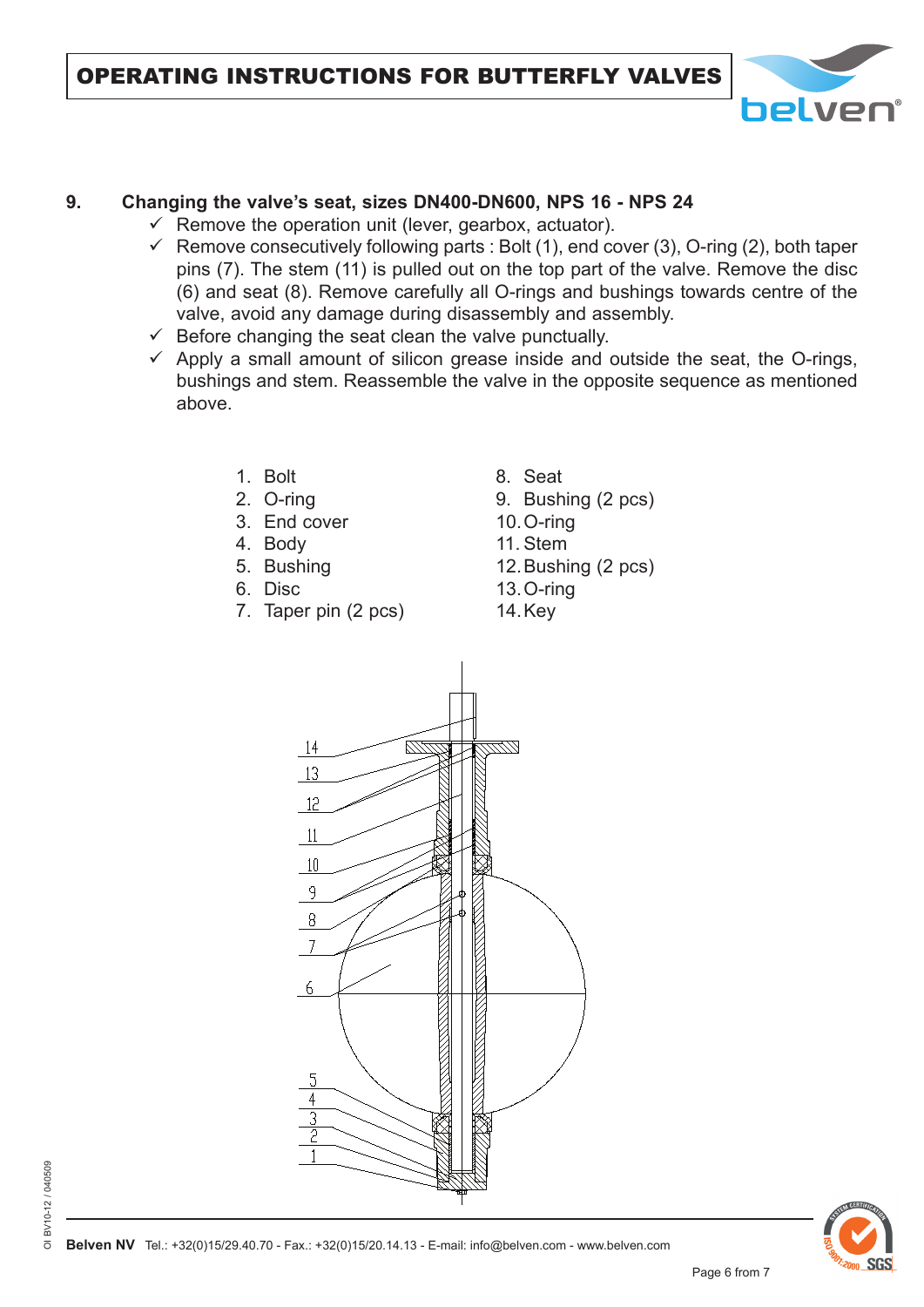## 9. Changing the valve's seat, sizes DN400-DN600, NPS 16 - NPS 24

- ✓ Remove the operation unit (lever, gearbox, actuator).
- ✓ Remove consecutively following parts : Bolt (1), end cover (3), O-ring (2), both taper pins (7). The stem (11) is pulled out on the top part of the valve. Remove the disc (6) and seat (8). Remove carefully all O-rings and bushings towards centre of the valve, avoid any damage during disassembly and assembly.
- ✓ Before changing the seat clean the valve punctually.
- ✓ Apply a small amount of silicon grease inside and outside the seat, the O-rings, bushings and stem. Reassemble the valve in the opposite sequence as mentioned above.

1. Bolt
2. O-ring
3. End cover
4. Body
5. Bushing
6. Disc
7. Taper pin (2 pcs)
8. Seat
9. Bushing (2 pcs)
10. O-ring
11. Stem
12. Bushing (2 pcs)
13. O-ring
14. Key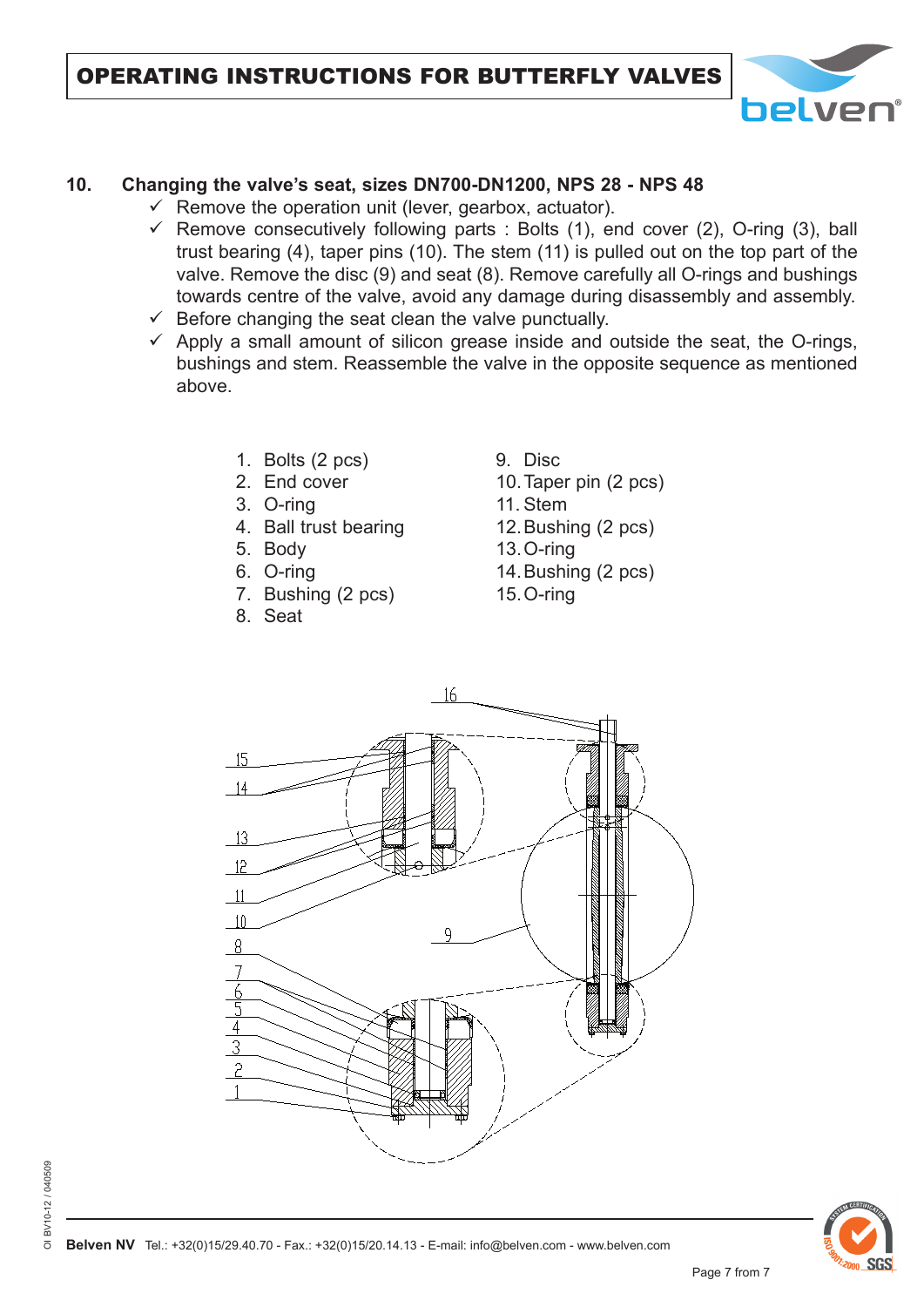## 10. Changing the valve's seat, sizes DN700-DN1200, NPS 28 - NPS 48

- ✓ Remove the operation unit (lever, gearbox, actuator).
- ✓ Remove consecutively following parts : Bolts (1), end cover (2), O-ring (3), ball trust bearing (4), taper pins (10). The stem (11) is pulled out on the top part of the valve. Remove the disc (9) and seat (8). Remove carefully all O-rings and bushings towards centre of the valve, avoid any damage during disassembly and assembly.
- ✓ Before changing the seat clean the valve punctually.
- ✓ Apply a small amount of silicon grease inside and outside the seat, the O-rings, bushings and stem. Reassemble the valve in the opposite sequence as mentioned above.

1. Bolts (2 pcs)
2. End cover
3. O-ring
4. Ball trust bearing
5. Body
6. O-ring
7. Bushing (2 pcs)
8. Seat
9. Disc
10. Taper pin (2 pcs)
11. Stem
12. Bushing (2 pcs)
13. O-ring
14. Bushing (2 pcs)
15. O-ring

16
15
14
13
12
11
10
9
8
7
6
5
4
3
2
1

**Belven NV** Tel.: +32(0)15/29.40.70 - Fax.: +32(0)15/20.14.13 - E-mail: info@belven.com - www.belven.com